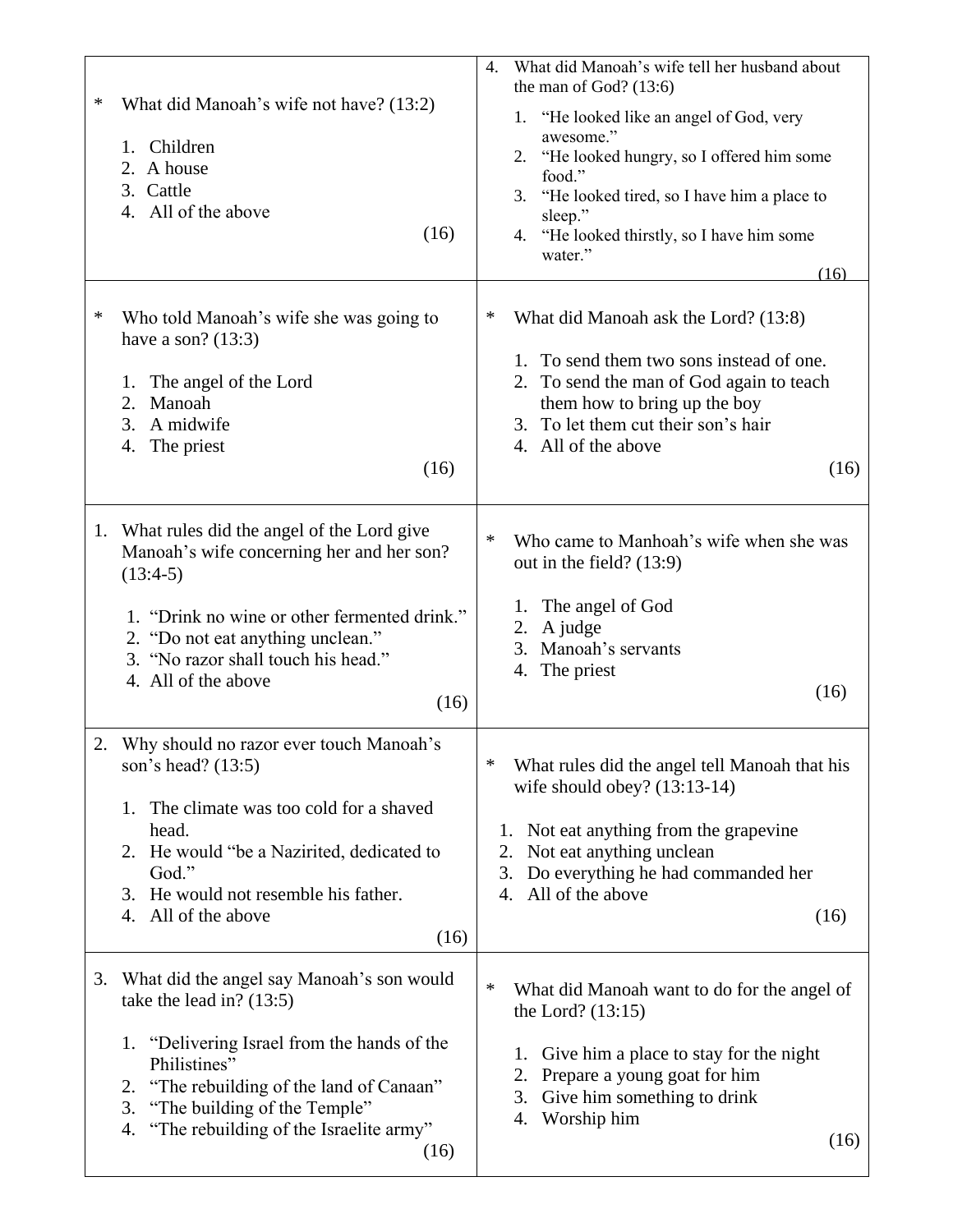\* What did Manoah's wife not have? (13:2)

1. Children
2. A house
3. Cattle
4. All of the above

(16)

\* Who told Manoah's wife she was going to have a son? (13:3)

1. The angel of the Lord
2. Manoah
3. A midwife
4. The priest

(16)

1. What rules did the angel of the Lord give Manoah's wife concerning her and her son? (13:4-5)

   1. "Drink no wine or other fermented drink."
   2. "Do not eat anything unclean."
   3. "No razor shall touch his head."
   4. All of the above

(16)

2. Why should no razor ever touch Manoah's son's head? (13:5)

   1. The climate was too cold for a shaved head.
   2. He would "be a Nazirited, dedicated to God."
   3. He would not resemble his father.
   4. All of the above

(16)

3. What did the angel say Manoah's son would take the lead in? (13:5)

   1. "Delivering Israel from the hands of the Philistines"
   2. "The rebuilding of the land of Canaan"
   3. "The building of the Temple"
   4. "The rebuilding of the Israelite army"

(16)

4. What did Manoah's wife tell her husband about the man of God? (13:6)

   1. "He looked like an angel of God, very awesome."
   2. "He looked hungry, so I offered him some food."
   3. "He looked tired, so I have him a place to sleep."
   4. "He looked thirstly, so I have him some water."

(16)

\* What did Manoah ask the Lord? (13:8)

1. To send them two sons instead of one.
2. To send the man of God again to teach them how to bring up the boy
3. To let them cut their son's hair
4. All of the above

(16)

\* Who came to Manhoah's wife when she was out in the field? (13:9)

1. The angel of God
2. A judge
3. Manoah's servants
4. The priest

(16)

\* What rules did the angel tell Manoah that his wife should obey? (13:13-14)

1. Not eat anything from the grapevine
2. Not eat anything unclean
3. Do everything he had commanded her
4. All of the above

(16)

\* What did Manoah want to do for the angel of the Lord? (13:15)

1. Give him a place to stay for the night
2. Prepare a young goat for him
3. Give him something to drink
4. Worship him

(16)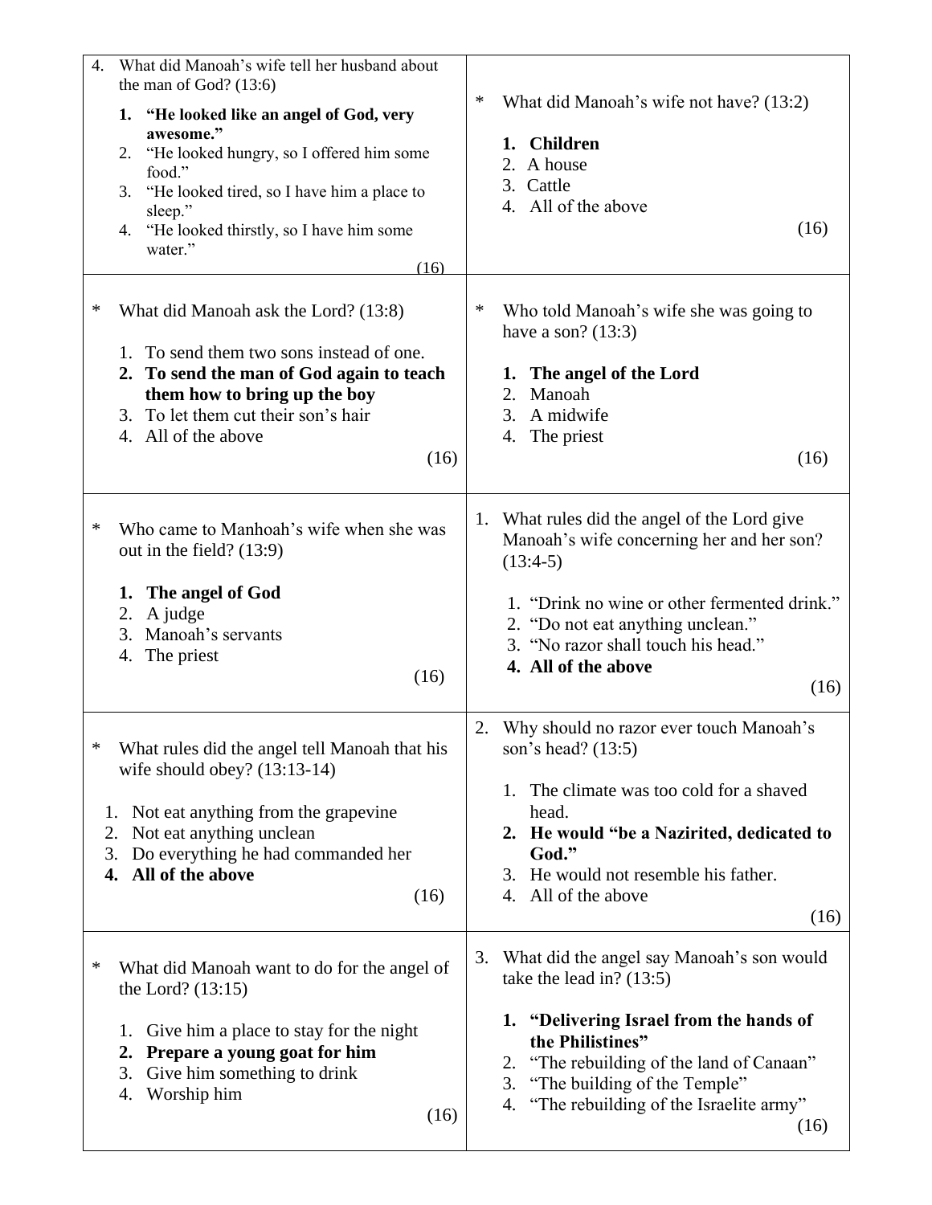4. What did Manoah's wife tell her husband about the man of God? (13:6)

   1. **"He looked like an angel of God, very awesome."**
   2. "He looked hungry, so I offered him some food."
   3. "He looked tired, so I have him a place to sleep."
   4. "He looked thirstly, so I have him some water."

(16)

\* What did Manoah's wife not have? (13:2)

1. **Children**
2. A house
3. Cattle
4. All of the above

(16)

\* What did Manoah ask the Lord? (13:8)

1. To send them two sons instead of one.
2. **To send the man of God again to teach them how to bring up the boy**
3. To let them cut their son's hair
4. All of the above

(16)

\* Who told Manoah's wife she was going to have a son? (13:3)

1. **The angel of the Lord**
2. Manoah
3. A midwife
4. The priest

(16)

\* Who came to Manhoah's wife when she was out in the field? (13:9)

1. **The angel of God**
2. A judge
3. Manoah's servants
4. The priest

(16)

1. What rules did the angel of the Lord give Manoah's wife concerning her and her son? (13:4-5)

   1. "Drink no wine or other fermented drink."
   2. "Do not eat anything unclean."
   3. "No razor shall touch his head."
   4. **All of the above**

(16)

\* What rules did the angel tell Manoah that his wife should obey? (13:13-14)

1. Not eat anything from the grapevine
2. Not eat anything unclean
3. Do everything he had commanded her
4. **All of the above**

(16)

2. Why should no razor ever touch Manoah's son's head? (13:5)

   1. The climate was too cold for a shaved head.
   2. **He would "be a Nazirited, dedicated to God."**
   3. He would not resemble his father.
   4. All of the above

(16)

\* What did Manoah want to do for the angel of the Lord? (13:15)

1. Give him a place to stay for the night
2. **Prepare a young goat for him**
3. Give him something to drink
4. Worship him

(16)

3. What did the angel say Manoah's son would take the lead in? (13:5)

   1. **"Delivering Israel from the hands of the Philistines"**
   2. "The rebuilding of the land of Canaan"
   3. "The building of the Temple"
   4. "The rebuilding of the Israelite army"

(16)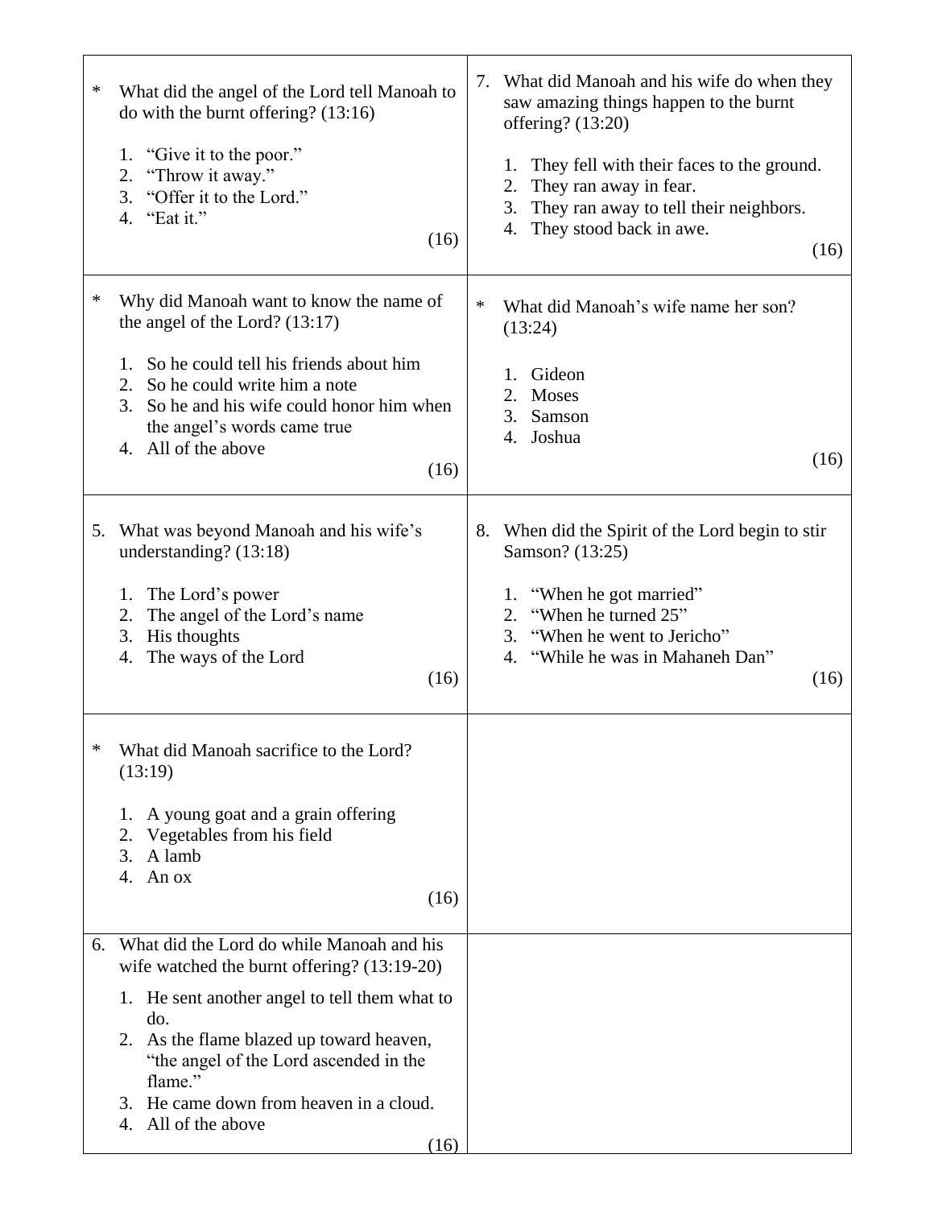* What did the angel of the Lord tell Manoah to do with the burnt offering? (13:16)

1. “Give it to the poor.”
2. “Throw it away.”
3. “Offer it to the Lord.”
4. “Eat it.”

(16)

* Why did Manoah want to know the name of the angel of the Lord? (13:17)

1. So he could tell his friends about him
2. So he could write him a note
3. So he and his wife could honor him when the angel’s words came true
4. All of the above

(16)

5. What was beyond Manoah and his wife’s understanding? (13:18)

1. The Lord’s power
2. The angel of the Lord’s name
3. His thoughts
4. The ways of the Lord

(16)

* What did Manoah sacrifice to the Lord? (13:19)

1. A young goat and a grain offering
2. Vegetables from his field
3. A lamb
4. An ox

(16)

6. What did the Lord do while Manoah and his wife watched the burnt offering? (13:19-20)

1. He sent another angel to tell them what to do.
2. As the flame blazed up toward heaven, “the angel of the Lord ascended in the flame.”
3. He came down from heaven in a cloud.
4. All of the above

(16)

7. What did Manoah and his wife do when they saw amazing things happen to the burnt offering? (13:20)

1. They fell with their faces to the ground.
2. They ran away in fear.
3. They ran away to tell their neighbors.
4. They stood back in awe.

(16)

* What did Manoah’s wife name her son? (13:24)

1. Gideon
2. Moses
3. Samson
4. Joshua

(16)

8. When did the Spirit of the Lord begin to stir Samson? (13:25)

1. “When he got married”
2. “When he turned 25”
3. “When he went to Jericho”
4. “While he was in Mahaneh Dan”

(16)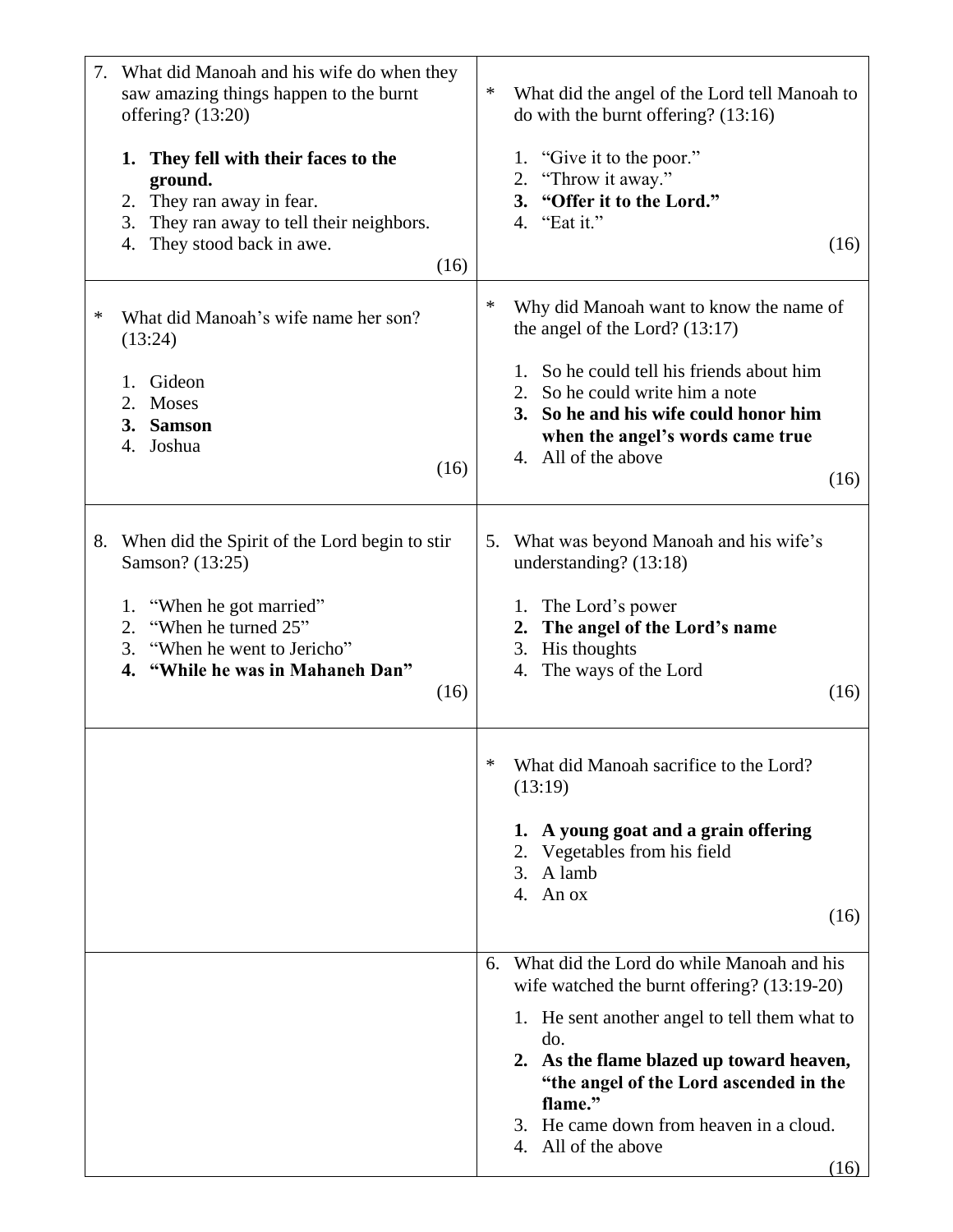7. What did Manoah and his wife do when they saw amazing things happen to the burnt offering? (13:20)

   1. **They fell with their faces to the ground.**
   2. They ran away in fear.
   3. They ran away to tell their neighbors.
   4. They stood back in awe.

   (16)

\* What did the angel of the Lord tell Manoah to do with the burnt offering? (13:16)

   1. "Give it to the poor."
   2. "Throw it away."
   3. **"Offer it to the Lord."**
   4. "Eat it."

   (16)

\* What did Manoah's wife name her son? (13:24)

   1. Gideon
   2. Moses
   3. **Samson**
   4. Joshua

   (16)

\* Why did Manoah want to know the name of the angel of the Lord? (13:17)

   1. So he could tell his friends about him
   2. So he could write him a note
   3. **So he and his wife could honor him when the angel's words came true**
   4. All of the above

   (16)

8. When did the Spirit of the Lord begin to stir Samson? (13:25)

   1. "When he got married"
   2. "When he turned 25"
   3. "When he went to Jericho"
   4. **"While he was in Mahaneh Dan"**

   (16)

5. What was beyond Manoah and his wife's understanding? (13:18)

   1. The Lord's power
   2. **The angel of the Lord's name**
   3. His thoughts
   4. The ways of the Lord

   (16)

\* What did Manoah sacrifice to the Lord? (13:19)

   1. **A young goat and a grain offering**
   2. Vegetables from his field
   3. A lamb
   4. An ox

   (16)

6. What did the Lord do while Manoah and his wife watched the burnt offering? (13:19-20)

   1. He sent another angel to tell them what to do.
   2. **As the flame blazed up toward heaven, "the angel of the Lord ascended in the flame."**
   3. He came down from heaven in a cloud.
   4. All of the above

   (16)